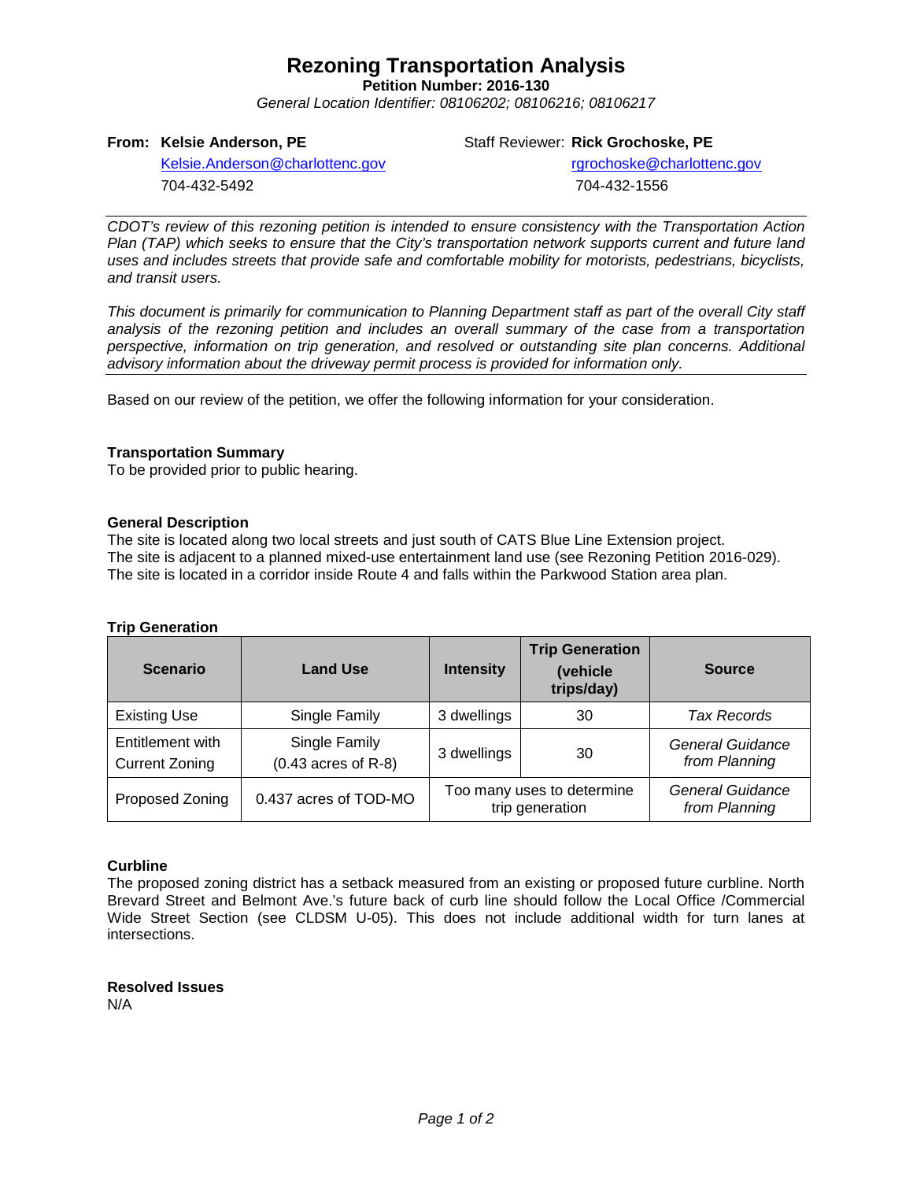# Rezoning Transportation Analysis

**Petition Number: 2016-130**

*General Location Identifier: 08106202; 08106216; 08106217*

**From: Kelsie Anderson, PE**
Kelsie.Anderson@charlottenc.gov
704-432-5492

Staff Reviewer: **Rick Grochoske, PE**
rgrochoske@charlottenc.gov
704-432-1556

---

*CDOT's review of this rezoning petition is intended to ensure consistency with the Transportation Action Plan (TAP) which seeks to ensure that the City's transportation network supports current and future land uses and includes streets that provide safe and comfortable mobility for motorists, pedestrians, bicyclists, and transit users.*

*This document is primarily for communication to Planning Department staff as part of the overall City staff analysis of the rezoning petition and includes an overall summary of the case from a transportation perspective, information on trip generation, and resolved or outstanding site plan concerns. Additional advisory information about the driveway permit process is provided for information only.*

---

Based on our review of the petition, we offer the following information for your consideration.

**Transportation Summary**

To be provided prior to public hearing.

**General Description**

The site is located along two local streets and just south of CATS Blue Line Extension project.
The site is adjacent to a planned mixed-use entertainment land use (see Rezoning Petition 2016-029).
The site is located in a corridor inside Route 4 and falls within the Parkwood Station area plan.

**Trip Generation**

| Scenario | Land Use | Intensity | Trip Generation (vehicle trips/day) | Source |
|---|---|---|---|---|
| Existing Use | Single Family | 3 dwellings | 30 | *Tax Records* |
| Entitlement with Current Zoning | Single Family (0.43 acres of R-8) | 3 dwellings | 30 | *General Guidance from Planning* |
| Proposed Zoning | 0.437 acres of TOD-MO | Too many uses to determine trip generation | | *General Guidance from Planning* |

**Curbline**

The proposed zoning district has a setback measured from an existing or proposed future curbline. North Brevard Street and Belmont Ave.'s future back of curb line should follow the Local Office /Commercial Wide Street Section (see CLDSM U-05). This does not include additional width for turn lanes at intersections.

**Resolved Issues**

N/A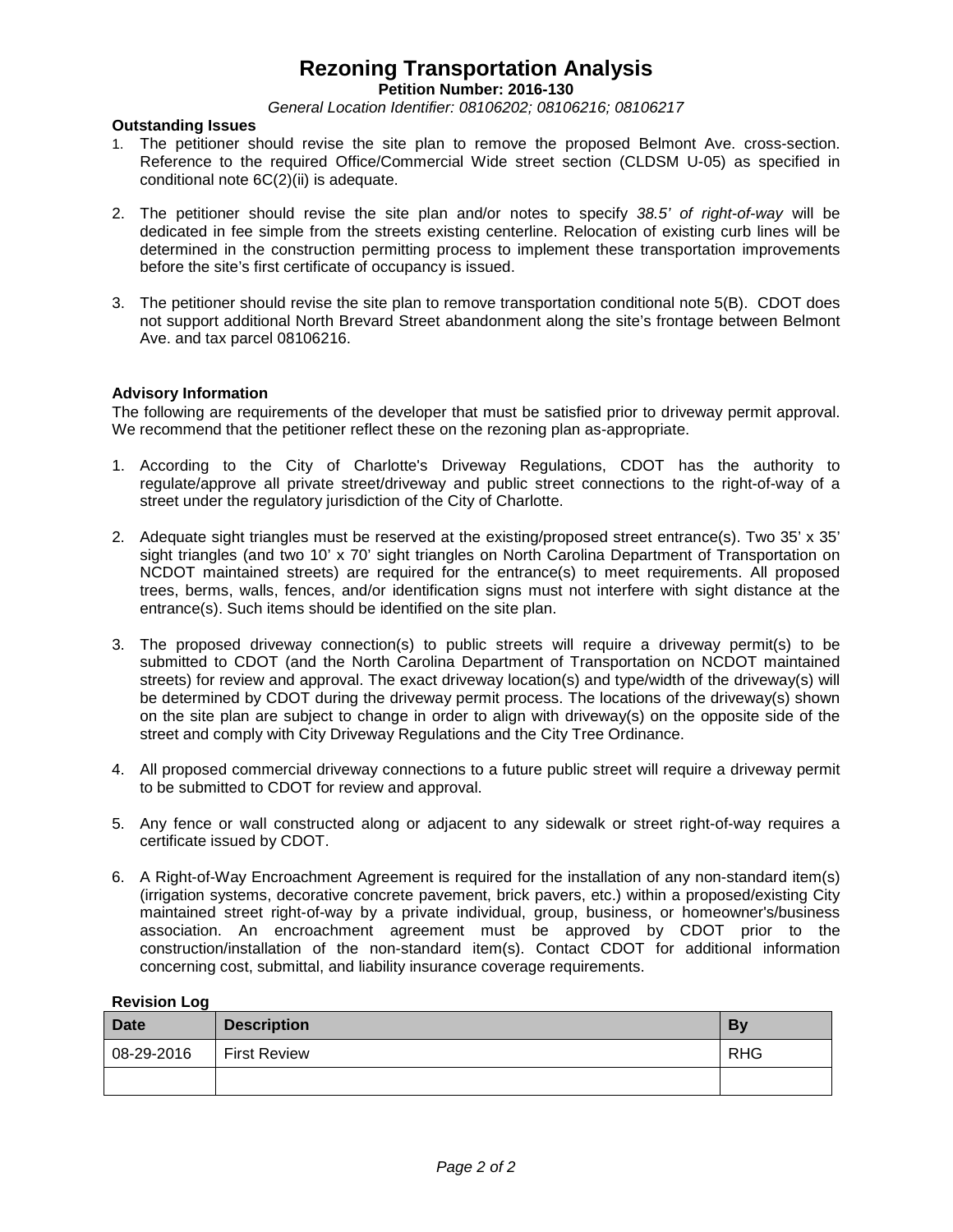# Rezoning Transportation Analysis

**Petition Number: 2016-130**

*General Location Identifier: 08106202; 08106216; 08106217*

### Outstanding Issues

1. The petitioner should revise the site plan to remove the proposed Belmont Ave. cross-section. Reference to the required Office/Commercial Wide street section (CLDSM U-05) as specified in conditional note 6C(2)(ii) is adequate.

2. The petitioner should revise the site plan and/or notes to specify *38.5' of right-of-way* will be dedicated in fee simple from the streets existing centerline. Relocation of existing curb lines will be determined in the construction permitting process to implement these transportation improvements before the site's first certificate of occupancy is issued.

3. The petitioner should revise the site plan to remove transportation conditional note 5(B). CDOT does not support additional North Brevard Street abandonment along the site's frontage between Belmont Ave. and tax parcel 08106216.

### Advisory Information

The following are requirements of the developer that must be satisfied prior to driveway permit approval. We recommend that the petitioner reflect these on the rezoning plan as-appropriate.

1. According to the City of Charlotte's Driveway Regulations, CDOT has the authority to regulate/approve all private street/driveway and public street connections to the right-of-way of a street under the regulatory jurisdiction of the City of Charlotte.

2. Adequate sight triangles must be reserved at the existing/proposed street entrance(s). Two 35' x 35' sight triangles (and two 10' x 70' sight triangles on North Carolina Department of Transportation on NCDOT maintained streets) are required for the entrance(s) to meet requirements. All proposed trees, berms, walls, fences, and/or identification signs must not interfere with sight distance at the entrance(s). Such items should be identified on the site plan.

3. The proposed driveway connection(s) to public streets will require a driveway permit(s) to be submitted to CDOT (and the North Carolina Department of Transportation on NCDOT maintained streets) for review and approval. The exact driveway location(s) and type/width of the driveway(s) will be determined by CDOT during the driveway permit process. The locations of the driveway(s) shown on the site plan are subject to change in order to align with driveway(s) on the opposite side of the street and comply with City Driveway Regulations and the City Tree Ordinance.

4. All proposed commercial driveway connections to a future public street will require a driveway permit to be submitted to CDOT for review and approval.

5. Any fence or wall constructed along or adjacent to any sidewalk or street right-of-way requires a certificate issued by CDOT.

6. A Right-of-Way Encroachment Agreement is required for the installation of any non-standard item(s) (irrigation systems, decorative concrete pavement, brick pavers, etc.) within a proposed/existing City maintained street right-of-way by a private individual, group, business, or homeowner's/business association. An encroachment agreement must be approved by CDOT prior to the construction/installation of the non-standard item(s). Contact CDOT for additional information concerning cost, submittal, and liability insurance coverage requirements.

**Revision Log**

| Date | Description | By |
|---|---|---|
| 08-29-2016 | First Review | RHG |
| | | |